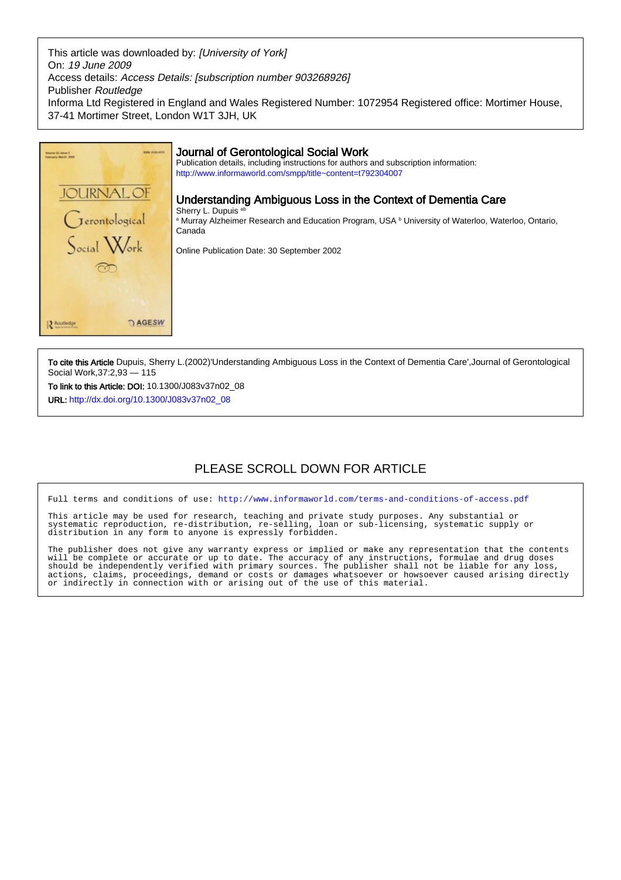This article was downloaded by: *[University of York]*
On: *19 June 2009*
Access details: *Access Details: [subscription number 903268926]*
Publisher *Routledge*
Informa Ltd Registered in England and Wales Registered Number: 1072954 Registered office: Mortimer House, 37-41 Mortimer Street, London W1T 3JH, UK

# Journal of Gerontological Social Work

Publication details, including instructions for authors and subscription information:
http://www.informaworld.com/smpp/title~content=t792304007

## Understanding Ambiguous Loss in the Context of Dementia Care

Sherry L. Dupuis [ab]

[a] Murray Alzheimer Research and Education Program, USA [b] University of Waterloo, Waterloo, Ontario, Canada

Online Publication Date: 30 September 2002

**To cite this Article** Dupuis, Sherry L.(2002)'Understanding Ambiguous Loss in the Context of Dementia Care',Journal of Gerontological Social Work,37:2,93 — 115

**To link to this Article: DOI:** 10.1300/J083v37n02_08

**URL:** http://dx.doi.org/10.1300/J083v37n02_08

PLEASE SCROLL DOWN FOR ARTICLE

Full terms and conditions of use: http://www.informaworld.com/terms-and-conditions-of-access.pdf

This article may be used for research, teaching and private study purposes. Any substantial or systematic reproduction, re-distribution, re-selling, loan or sub-licensing, systematic supply or distribution in any form to anyone is expressly forbidden.

The publisher does not give any warranty express or implied or make any representation that the contents will be complete or accurate or up to date. The accuracy of any instructions, formulae and drug doses should be independently verified with primary sources. The publisher shall not be liable for any loss, actions, claims, proceedings, demand or costs or damages whatsoever or howsoever caused arising directly or indirectly in connection with or arising out of the use of this material.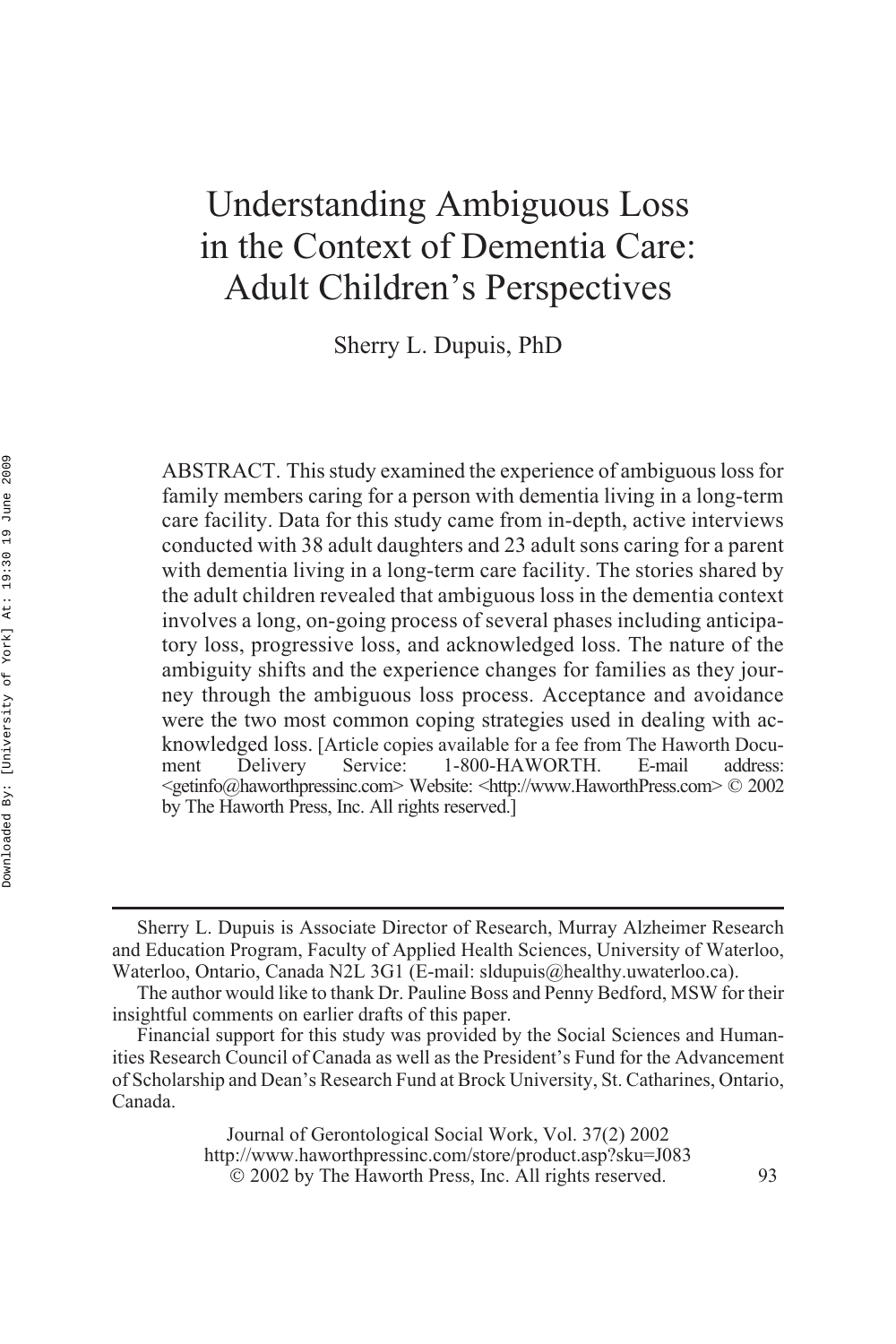# Understanding Ambiguous Loss in the Context of Dementia Care: Adult Children's Perspectives

Sherry L. Dupuis, PhD

ABSTRACT. This study examined the experience of ambiguous loss for family members caring for a person with dementia living in a long-term care facility. Data for this study came from in-depth, active interviews conducted with 38 adult daughters and 23 adult sons caring for a parent with dementia living in a long-term care facility. The stories shared by the adult children revealed that ambiguous loss in the dementia context involves a long, on-going process of several phases including anticipatory loss, progressive loss, and acknowledged loss. The nature of the ambiguity shifts and the experience changes for families as they journey through the ambiguous loss process. Acceptance and avoidance were the two most common coping strategies used in dealing with acknowledged loss. [Article copies available for a fee from The Haworth Document Delivery Service: 1-800-HAWORTH. E-mail address: <getinfo@haworthpressinc.com> Website: <http://www.HaworthPress.com> © 2002 by The Haworth Press, Inc. All rights reserved.]

---

Sherry L. Dupuis is Associate Director of Research, Murray Alzheimer Research and Education Program, Faculty of Applied Health Sciences, University of Waterloo, Waterloo, Ontario, Canada N2L 3G1 (E-mail: sldupuis@healthy.uwaterloo.ca).

The author would like to thank Dr. Pauline Boss and Penny Bedford, MSW for their insightful comments on earlier drafts of this paper.

Financial support for this study was provided by the Social Sciences and Humanities Research Council of Canada as well as the President's Fund for the Advancement of Scholarship and Dean's Research Fund at Brock University, St. Catharines, Ontario, Canada.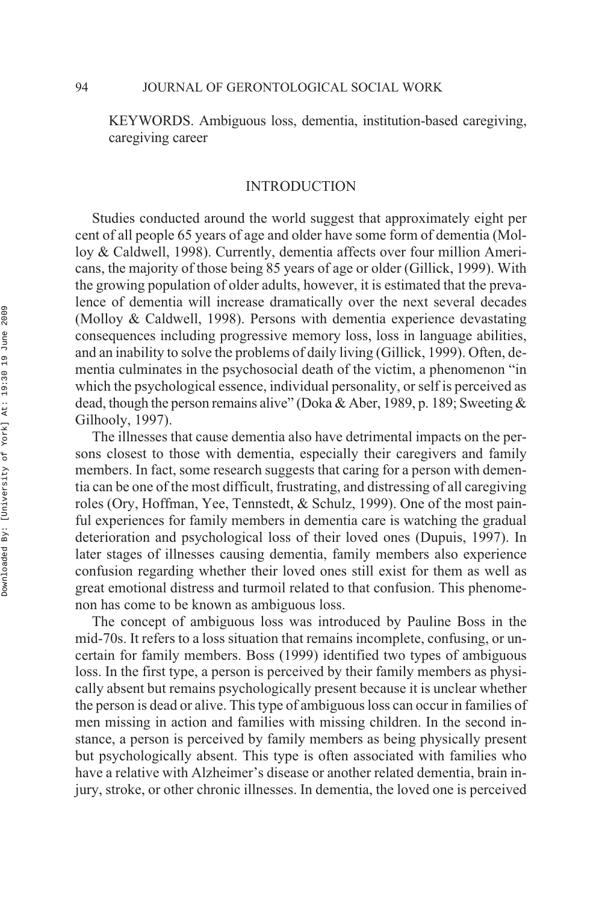KEYWORDS. Ambiguous loss, dementia, institution-based caregiving, caregiving career

## INTRODUCTION

Studies conducted around the world suggest that approximately eight per cent of all people 65 years of age and older have some form of dementia (Molloy & Caldwell, 1998). Currently, dementia affects over four million Americans, the majority of those being 85 years of age or older (Gillick, 1999). With the growing population of older adults, however, it is estimated that the prevalence of dementia will increase dramatically over the next several decades (Molloy & Caldwell, 1998). Persons with dementia experience devastating consequences including progressive memory loss, loss in language abilities, and an inability to solve the problems of daily living (Gillick, 1999). Often, dementia culminates in the psychosocial death of the victim, a phenomenon "in which the psychological essence, individual personality, or self is perceived as dead, though the person remains alive" (Doka & Aber, 1989, p. 189; Sweeting & Gilhooly, 1997).

The illnesses that cause dementia also have detrimental impacts on the persons closest to those with dementia, especially their caregivers and family members. In fact, some research suggests that caring for a person with dementia can be one of the most difficult, frustrating, and distressing of all caregiving roles (Ory, Hoffman, Yee, Tennstedt, & Schulz, 1999). One of the most painful experiences for family members in dementia care is watching the gradual deterioration and psychological loss of their loved ones (Dupuis, 1997). In later stages of illnesses causing dementia, family members also experience confusion regarding whether their loved ones still exist for them as well as great emotional distress and turmoil related to that confusion. This phenomenon has come to be known as ambiguous loss.

The concept of ambiguous loss was introduced by Pauline Boss in the mid-70s. It refers to a loss situation that remains incomplete, confusing, or uncertain for family members. Boss (1999) identified two types of ambiguous loss. In the first type, a person is perceived by their family members as physically absent but remains psychologically present because it is unclear whether the person is dead or alive. This type of ambiguous loss can occur in families of men missing in action and families with missing children. In the second instance, a person is perceived by family members as being physically present but psychologically absent. This type is often associated with families who have a relative with Alzheimer's disease or another related dementia, brain injury, stroke, or other chronic illnesses. In dementia, the loved one is perceived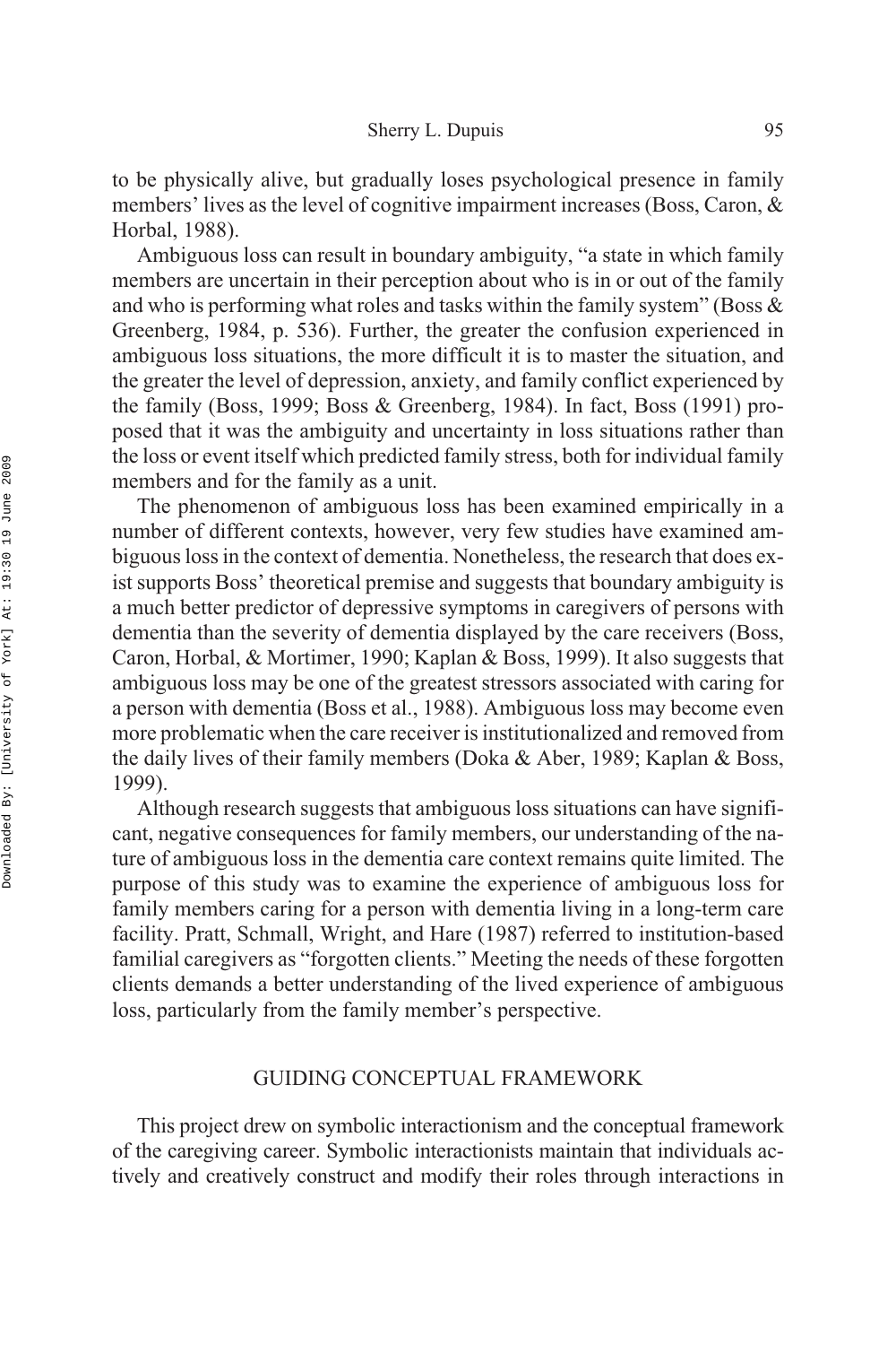to be physically alive, but gradually loses psychological presence in family members' lives as the level of cognitive impairment increases (Boss, Caron, & Horbal, 1988).

Ambiguous loss can result in boundary ambiguity, "a state in which family members are uncertain in their perception about who is in or out of the family and who is performing what roles and tasks within the family system" (Boss & Greenberg, 1984, p. 536). Further, the greater the confusion experienced in ambiguous loss situations, the more difficult it is to master the situation, and the greater the level of depression, anxiety, and family conflict experienced by the family (Boss, 1999; Boss & Greenberg, 1984). In fact, Boss (1991) proposed that it was the ambiguity and uncertainty in loss situations rather than the loss or event itself which predicted family stress, both for individual family members and for the family as a unit.

The phenomenon of ambiguous loss has been examined empirically in a number of different contexts, however, very few studies have examined ambiguous loss in the context of dementia. Nonetheless, the research that does exist supports Boss' theoretical premise and suggests that boundary ambiguity is a much better predictor of depressive symptoms in caregivers of persons with dementia than the severity of dementia displayed by the care receivers (Boss, Caron, Horbal, & Mortimer, 1990; Kaplan & Boss, 1999). It also suggests that ambiguous loss may be one of the greatest stressors associated with caring for a person with dementia (Boss et al., 1988). Ambiguous loss may become even more problematic when the care receiver is institutionalized and removed from the daily lives of their family members (Doka & Aber, 1989; Kaplan & Boss, 1999).

Although research suggests that ambiguous loss situations can have significant, negative consequences for family members, our understanding of the nature of ambiguous loss in the dementia care context remains quite limited. The purpose of this study was to examine the experience of ambiguous loss for family members caring for a person with dementia living in a long-term care facility. Pratt, Schmall, Wright, and Hare (1987) referred to institution-based familial caregivers as "forgotten clients." Meeting the needs of these forgotten clients demands a better understanding of the lived experience of ambiguous loss, particularly from the family member's perspective.

## GUIDING CONCEPTUAL FRAMEWORK

This project drew on symbolic interactionism and the conceptual framework of the caregiving career. Symbolic interactionists maintain that individuals actively and creatively construct and modify their roles through interactions in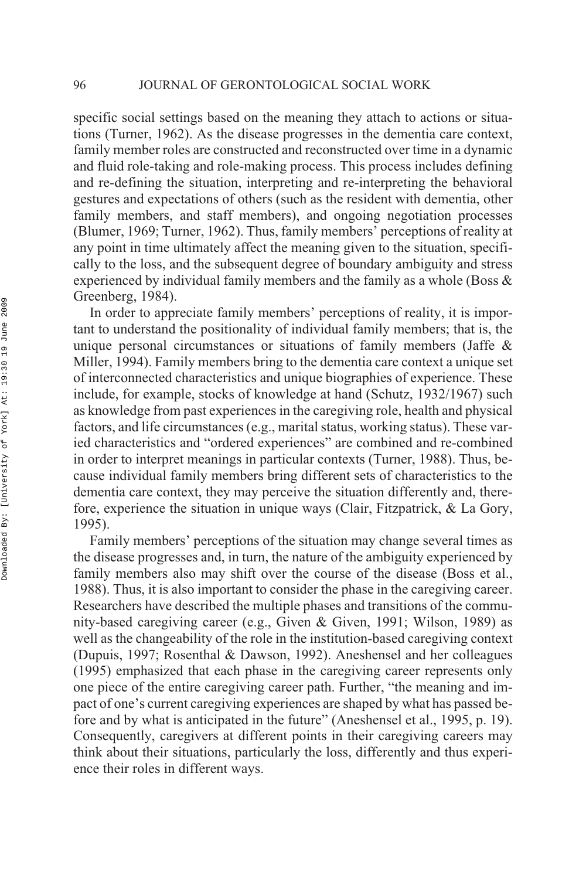specific social settings based on the meaning they attach to actions or situations (Turner, 1962). As the disease progresses in the dementia care context, family member roles are constructed and reconstructed over time in a dynamic and fluid role-taking and role-making process. This process includes defining and re-defining the situation, interpreting and re-interpreting the behavioral gestures and expectations of others (such as the resident with dementia, other family members, and staff members), and ongoing negotiation processes (Blumer, 1969; Turner, 1962). Thus, family members' perceptions of reality at any point in time ultimately affect the meaning given to the situation, specifically to the loss, and the subsequent degree of boundary ambiguity and stress experienced by individual family members and the family as a whole (Boss & Greenberg, 1984).

In order to appreciate family members' perceptions of reality, it is important to understand the positionality of individual family members; that is, the unique personal circumstances or situations of family members (Jaffe & Miller, 1994). Family members bring to the dementia care context a unique set of interconnected characteristics and unique biographies of experience. These include, for example, stocks of knowledge at hand (Schutz, 1932/1967) such as knowledge from past experiences in the caregiving role, health and physical factors, and life circumstances (e.g., marital status, working status). These varied characteristics and "ordered experiences" are combined and re-combined in order to interpret meanings in particular contexts (Turner, 1988). Thus, because individual family members bring different sets of characteristics to the dementia care context, they may perceive the situation differently and, therefore, experience the situation in unique ways (Clair, Fitzpatrick, & La Gory, 1995).

Family members' perceptions of the situation may change several times as the disease progresses and, in turn, the nature of the ambiguity experienced by family members also may shift over the course of the disease (Boss et al., 1988). Thus, it is also important to consider the phase in the caregiving career. Researchers have described the multiple phases and transitions of the community-based caregiving career (e.g., Given & Given, 1991; Wilson, 1989) as well as the changeability of the role in the institution-based caregiving context (Dupuis, 1997; Rosenthal & Dawson, 1992). Aneshensel and her colleagues (1995) emphasized that each phase in the caregiving career represents only one piece of the entire caregiving career path. Further, "the meaning and impact of one's current caregiving experiences are shaped by what has passed before and by what is anticipated in the future" (Aneshensel et al., 1995, p. 19). Consequently, caregivers at different points in their caregiving careers may think about their situations, particularly the loss, differently and thus experience their roles in different ways.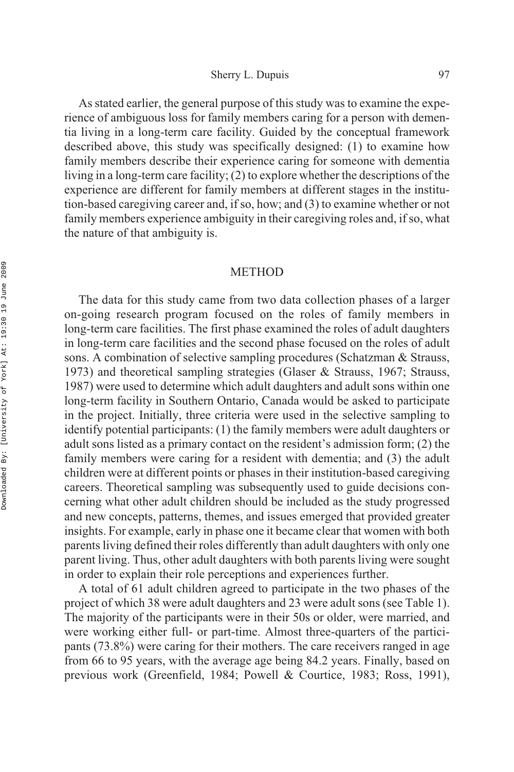As stated earlier, the general purpose of this study was to examine the experience of ambiguous loss for family members caring for a person with dementia living in a long-term care facility. Guided by the conceptual framework described above, this study was specifically designed: (1) to examine how family members describe their experience caring for someone with dementia living in a long-term care facility; (2) to explore whether the descriptions of the experience are different for family members at different stages in the institution-based caregiving career and, if so, how; and (3) to examine whether or not family members experience ambiguity in their caregiving roles and, if so, what the nature of that ambiguity is.

## METHOD

The data for this study came from two data collection phases of a larger on-going research program focused on the roles of family members in long-term care facilities. The first phase examined the roles of adult daughters in long-term care facilities and the second phase focused on the roles of adult sons. A combination of selective sampling procedures (Schatzman & Strauss, 1973) and theoretical sampling strategies (Glaser & Strauss, 1967; Strauss, 1987) were used to determine which adult daughters and adult sons within one long-term facility in Southern Ontario, Canada would be asked to participate in the project. Initially, three criteria were used in the selective sampling to identify potential participants: (1) the family members were adult daughters or adult sons listed as a primary contact on the resident's admission form; (2) the family members were caring for a resident with dementia; and (3) the adult children were at different points or phases in their institution-based caregiving careers. Theoretical sampling was subsequently used to guide decisions concerning what other adult children should be included as the study progressed and new concepts, patterns, themes, and issues emerged that provided greater insights. For example, early in phase one it became clear that women with both parents living defined their roles differently than adult daughters with only one parent living. Thus, other adult daughters with both parents living were sought in order to explain their role perceptions and experiences further.

A total of 61 adult children agreed to participate in the two phases of the project of which 38 were adult daughters and 23 were adult sons (see Table 1). The majority of the participants were in their 50s or older, were married, and were working either full- or part-time. Almost three-quarters of the participants (73.8%) were caring for their mothers. The care receivers ranged in age from 66 to 95 years, with the average age being 84.2 years. Finally, based on previous work (Greenfield, 1984; Powell & Courtice, 1983; Ross, 1991),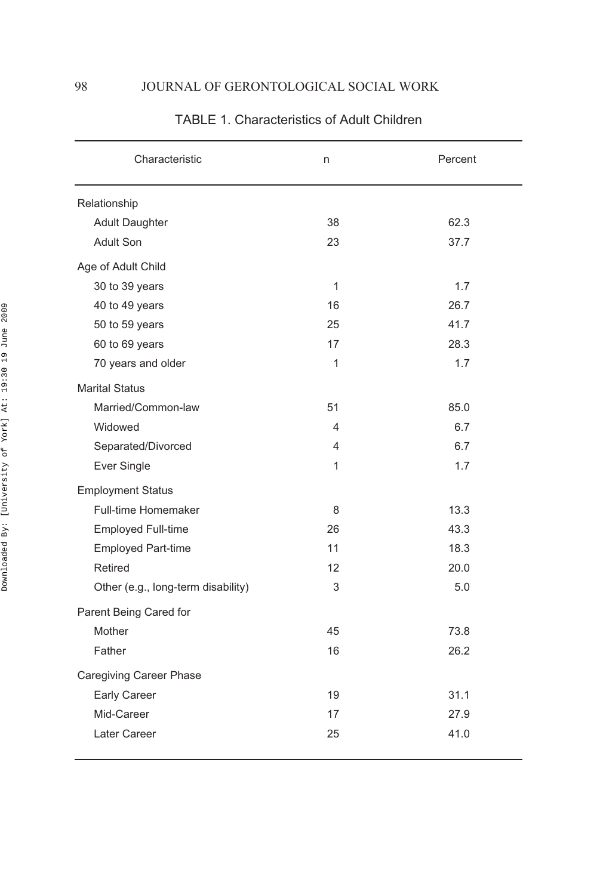TABLE 1. Characteristics of Adult Children

| Characteristic | n | Percent |
|---|---|---|
| Relationship | | |
| Adult Daughter | 38 | 62.3 |
| Adult Son | 23 | 37.7 |
| Age of Adult Child | | |
| 30 to 39 years | 1 | 1.7 |
| 40 to 49 years | 16 | 26.7 |
| 50 to 59 years | 25 | 41.7 |
| 60 to 69 years | 17 | 28.3 |
| 70 years and older | 1 | 1.7 |
| Marital Status | | |
| Married/Common-law | 51 | 85.0 |
| Widowed | 4 | 6.7 |
| Separated/Divorced | 4 | 6.7 |
| Ever Single | 1 | 1.7 |
| Employment Status | | |
| Full-time Homemaker | 8 | 13.3 |
| Employed Full-time | 26 | 43.3 |
| Employed Part-time | 11 | 18.3 |
| Retired | 12 | 20.0 |
| Other (e.g., long-term disability) | 3 | 5.0 |
| Parent Being Cared for | | |
| Mother | 45 | 73.8 |
| Father | 16 | 26.2 |
| Caregiving Career Phase | | |
| Early Career | 19 | 31.1 |
| Mid-Career | 17 | 27.9 |
| Later Career | 25 | 41.0 |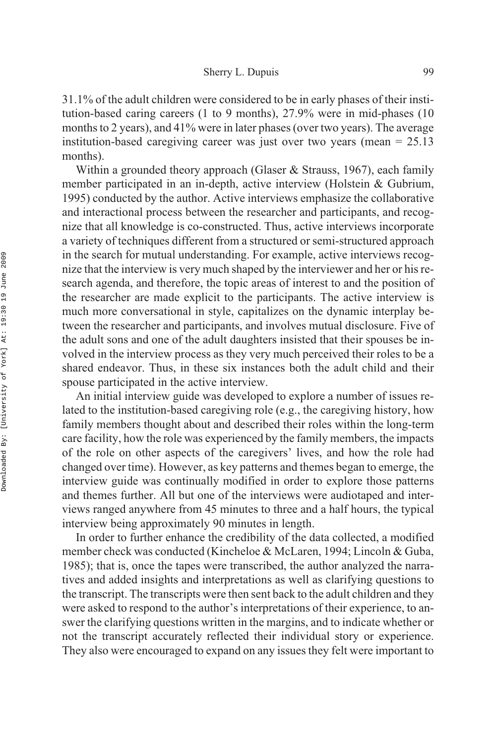31.1% of the adult children were considered to be in early phases of their institution-based caring careers (1 to 9 months), 27.9% were in mid-phases (10 months to 2 years), and 41% were in later phases (over two years). The average institution-based caregiving career was just over two years (mean = 25.13 months).

Within a grounded theory approach (Glaser & Strauss, 1967), each family member participated in an in-depth, active interview (Holstein & Gubrium, 1995) conducted by the author. Active interviews emphasize the collaborative and interactional process between the researcher and participants, and recognize that all knowledge is co-constructed. Thus, active interviews incorporate a variety of techniques different from a structured or semi-structured approach in the search for mutual understanding. For example, active interviews recognize that the interview is very much shaped by the interviewer and her or his research agenda, and therefore, the topic areas of interest to and the position of the researcher are made explicit to the participants. The active interview is much more conversational in style, capitalizes on the dynamic interplay between the researcher and participants, and involves mutual disclosure. Five of the adult sons and one of the adult daughters insisted that their spouses be involved in the interview process as they very much perceived their roles to be a shared endeavor. Thus, in these six instances both the adult child and their spouse participated in the active interview.

An initial interview guide was developed to explore a number of issues related to the institution-based caregiving role (e.g., the caregiving history, how family members thought about and described their roles within the long-term care facility, how the role was experienced by the family members, the impacts of the role on other aspects of the caregivers' lives, and how the role had changed over time). However, as key patterns and themes began to emerge, the interview guide was continually modified in order to explore those patterns and themes further. All but one of the interviews were audiotaped and interviews ranged anywhere from 45 minutes to three and a half hours, the typical interview being approximately 90 minutes in length.

In order to further enhance the credibility of the data collected, a modified member check was conducted (Kincheloe & McLaren, 1994; Lincoln & Guba, 1985); that is, once the tapes were transcribed, the author analyzed the narratives and added insights and interpretations as well as clarifying questions to the transcript. The transcripts were then sent back to the adult children and they were asked to respond to the author's interpretations of their experience, to answer the clarifying questions written in the margins, and to indicate whether or not the transcript accurately reflected their individual story or experience. They also were encouraged to expand on any issues they felt were important to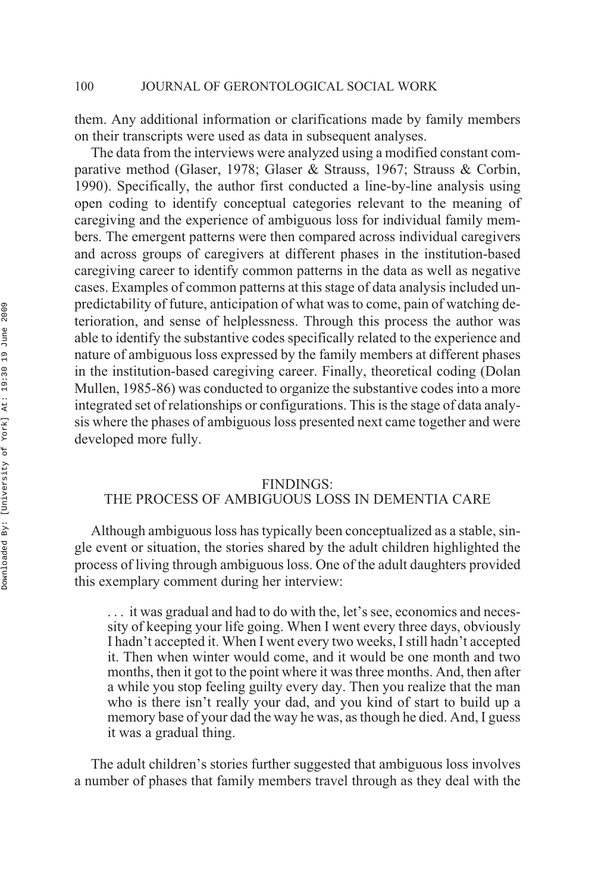them. Any additional information or clarifications made by family members on their transcripts were used as data in subsequent analyses.

The data from the interviews were analyzed using a modified constant comparative method (Glaser, 1978; Glaser & Strauss, 1967; Strauss & Corbin, 1990). Specifically, the author first conducted a line-by-line analysis using open coding to identify conceptual categories relevant to the meaning of caregiving and the experience of ambiguous loss for individual family members. The emergent patterns were then compared across individual caregivers and across groups of caregivers at different phases in the institution-based caregiving career to identify common patterns in the data as well as negative cases. Examples of common patterns at this stage of data analysis included unpredictability of future, anticipation of what was to come, pain of watching deterioration, and sense of helplessness. Through this process the author was able to identify the substantive codes specifically related to the experience and nature of ambiguous loss expressed by the family members at different phases in the institution-based caregiving career. Finally, theoretical coding (Dolan Mullen, 1985-86) was conducted to organize the substantive codes into a more integrated set of relationships or configurations. This is the stage of data analysis where the phases of ambiguous loss presented next came together and were developed more fully.

## FINDINGS: THE PROCESS OF AMBIGUOUS LOSS IN DEMENTIA CARE

Although ambiguous loss has typically been conceptualized as a stable, single event or situation, the stories shared by the adult children highlighted the process of living through ambiguous loss. One of the adult daughters provided this exemplary comment during her interview:

> . . . it was gradual and had to do with the, let's see, economics and necessity of keeping your life going. When I went every three days, obviously I hadn't accepted it. When I went every two weeks, I still hadn't accepted it. Then when winter would come, and it would be one month and two months, then it got to the point where it was three months. And, then after a while you stop feeling guilty every day. Then you realize that the man who is there isn't really your dad, and you kind of start to build up a memory base of your dad the way he was, as though he died. And, I guess it was a gradual thing.

The adult children's stories further suggested that ambiguous loss involves a number of phases that family members travel through as they deal with the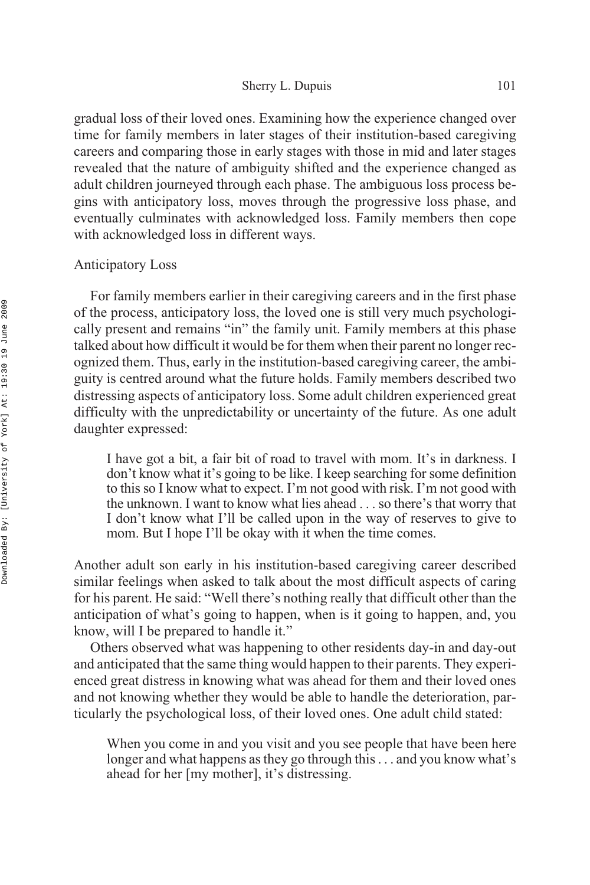gradual loss of their loved ones. Examining how the experience changed over time for family members in later stages of their institution-based caregiving careers and comparing those in early stages with those in mid and later stages revealed that the nature of ambiguity shifted and the experience changed as adult children journeyed through each phase. The ambiguous loss process begins with anticipatory loss, moves through the progressive loss phase, and eventually culminates with acknowledged loss. Family members then cope with acknowledged loss in different ways.

### Anticipatory Loss

For family members earlier in their caregiving careers and in the first phase of the process, anticipatory loss, the loved one is still very much psychologically present and remains "in" the family unit. Family members at this phase talked about how difficult it would be for them when their parent no longer recognized them. Thus, early in the institution-based caregiving career, the ambiguity is centred around what the future holds. Family members described two distressing aspects of anticipatory loss. Some adult children experienced great difficulty with the unpredictability or uncertainty of the future. As one adult daughter expressed:

> I have got a bit, a fair bit of road to travel with mom. It's in darkness. I don't know what it's going to be like. I keep searching for some definition to this so I know what to expect. I'm not good with risk. I'm not good with the unknown. I want to know what lies ahead . . . so there's that worry that I don't know what I'll be called upon in the way of reserves to give to mom. But I hope I'll be okay with it when the time comes.

Another adult son early in his institution-based caregiving career described similar feelings when asked to talk about the most difficult aspects of caring for his parent. He said: "Well there's nothing really that difficult other than the anticipation of what's going to happen, when is it going to happen, and, you know, will I be prepared to handle it."

Others observed what was happening to other residents day-in and day-out and anticipated that the same thing would happen to their parents. They experienced great distress in knowing what was ahead for them and their loved ones and not knowing whether they would be able to handle the deterioration, particularly the psychological loss, of their loved ones. One adult child stated:

> When you come in and you visit and you see people that have been here longer and what happens as they go through this . . . and you know what's ahead for her [my mother], it's distressing.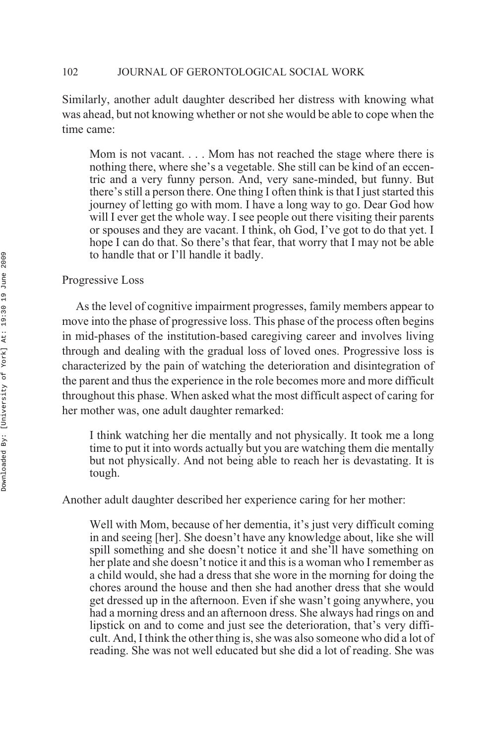Similarly, another adult daughter described her distress with knowing what was ahead, but not knowing whether or not she would be able to cope when the time came:

> Mom is not vacant. . . . Mom has not reached the stage where there is nothing there, where she's a vegetable. She still can be kind of an eccentric and a very funny person. And, very sane-minded, but funny. But there's still a person there. One thing I often think is that I just started this journey of letting go with mom. I have a long way to go. Dear God how will I ever get the whole way. I see people out there visiting their parents or spouses and they are vacant. I think, oh God, I've got to do that yet. I hope I can do that. So there's that fear, that worry that I may not be able to handle that or I'll handle it badly.

### Progressive Loss

As the level of cognitive impairment progresses, family members appear to move into the phase of progressive loss. This phase of the process often begins in mid-phases of the institution-based caregiving career and involves living through and dealing with the gradual loss of loved ones. Progressive loss is characterized by the pain of watching the deterioration and disintegration of the parent and thus the experience in the role becomes more and more difficult throughout this phase. When asked what the most difficult aspect of caring for her mother was, one adult daughter remarked:

> I think watching her die mentally and not physically. It took me a long time to put it into words actually but you are watching them die mentally but not physically. And not being able to reach her is devastating. It is tough.

Another adult daughter described her experience caring for her mother:

> Well with Mom, because of her dementia, it's just very difficult coming in and seeing [her]. She doesn't have any knowledge about, like she will spill something and she doesn't notice it and she'll have something on her plate and she doesn't notice it and this is a woman who I remember as a child would, she had a dress that she wore in the morning for doing the chores around the house and then she had another dress that she would get dressed up in the afternoon. Even if she wasn't going anywhere, you had a morning dress and an afternoon dress. She always had rings on and lipstick on and to come and just see the deterioration, that's very difficult. And, I think the other thing is, she was also someone who did a lot of reading. She was not well educated but she did a lot of reading. She was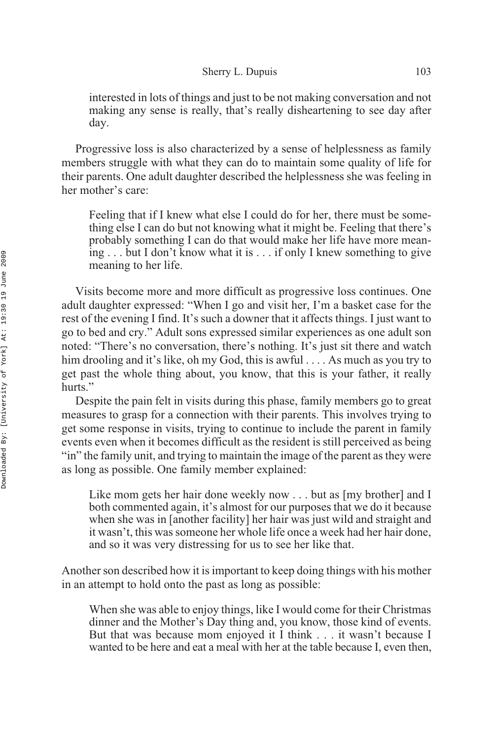> interested in lots of things and just to be not making conversation and not making any sense is really, that's really disheartening to see day after day.

Progressive loss is also characterized by a sense of helplessness as family members struggle with what they can do to maintain some quality of life for their parents. One adult daughter described the helplessness she was feeling in her mother's care:

> Feeling that if I knew what else I could do for her, there must be something else I can do but not knowing what it might be. Feeling that there's probably something I can do that would make her life have more meaning . . . but I don't know what it is . . . if only I knew something to give meaning to her life.

Visits become more and more difficult as progressive loss continues. One adult daughter expressed: "When I go and visit her, I'm a basket case for the rest of the evening I find. It's such a downer that it affects things. I just want to go to bed and cry." Adult sons expressed similar experiences as one adult son noted: "There's no conversation, there's nothing. It's just sit there and watch him drooling and it's like, oh my God, this is awful . . . . As much as you try to get past the whole thing about, you know, that this is your father, it really hurts."

Despite the pain felt in visits during this phase, family members go to great measures to grasp for a connection with their parents. This involves trying to get some response in visits, trying to continue to include the parent in family events even when it becomes difficult as the resident is still perceived as being "in" the family unit, and trying to maintain the image of the parent as they were as long as possible. One family member explained:

> Like mom gets her hair done weekly now . . . but as [my brother] and I both commented again, it's almost for our purposes that we do it because when she was in [another facility] her hair was just wild and straight and it wasn't, this was someone her whole life once a week had her hair done, and so it was very distressing for us to see her like that.

Another son described how it is important to keep doing things with his mother in an attempt to hold onto the past as long as possible:

> When she was able to enjoy things, like I would come for their Christmas dinner and the Mother's Day thing and, you know, those kind of events. But that was because mom enjoyed it I think . . . it wasn't because I wanted to be here and eat a meal with her at the table because I, even then,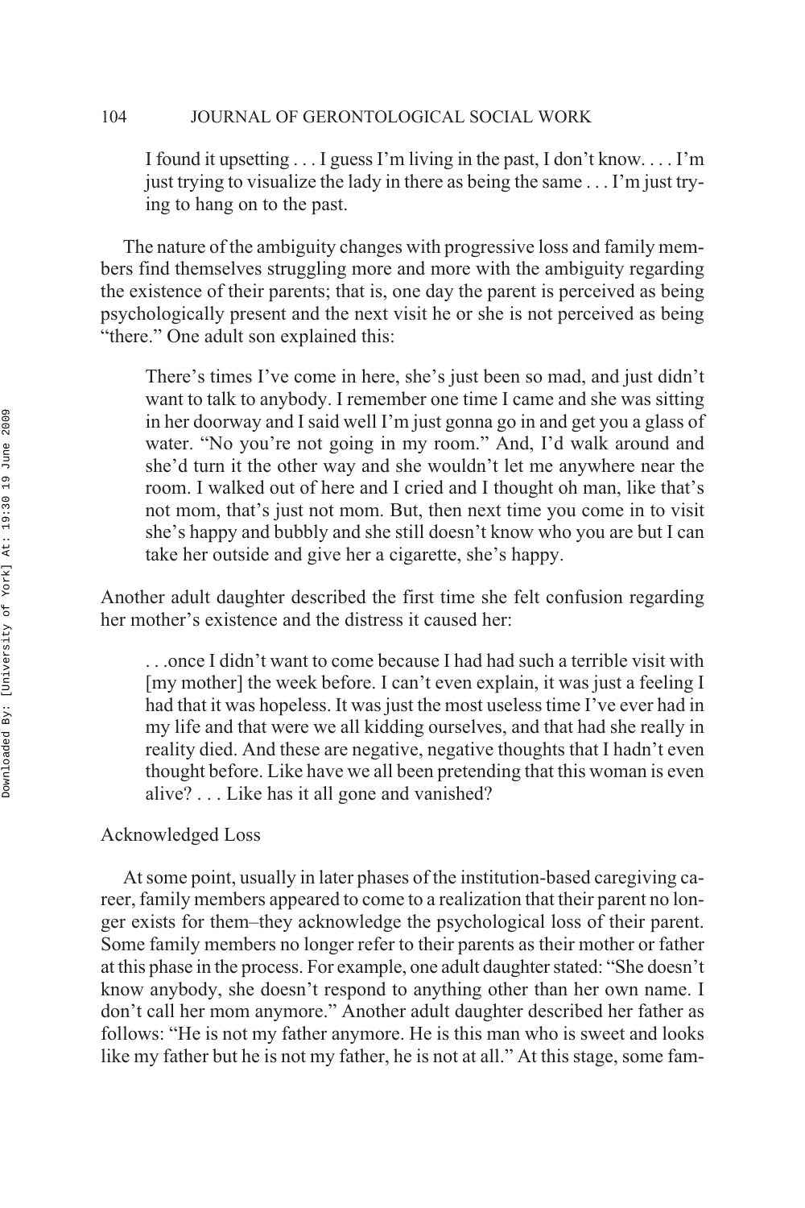> I found it upsetting . . . I guess I'm living in the past, I don't know. . . . I'm just trying to visualize the lady in there as being the same . . . I'm just trying to hang on to the past.

The nature of the ambiguity changes with progressive loss and family members find themselves struggling more and more with the ambiguity regarding the existence of their parents; that is, one day the parent is perceived as being psychologically present and the next visit he or she is not perceived as being "there." One adult son explained this:

> There's times I've come in here, she's just been so mad, and just didn't want to talk to anybody. I remember one time I came and she was sitting in her doorway and I said well I'm just gonna go in and get you a glass of water. "No you're not going in my room." And, I'd walk around and she'd turn it the other way and she wouldn't let me anywhere near the room. I walked out of here and I cried and I thought oh man, like that's not mom, that's just not mom. But, then next time you come in to visit she's happy and bubbly and she still doesn't know who you are but I can take her outside and give her a cigarette, she's happy.

Another adult daughter described the first time she felt confusion regarding her mother's existence and the distress it caused her:

> . . .once I didn't want to come because I had had such a terrible visit with [my mother] the week before. I can't even explain, it was just a feeling I had that it was hopeless. It was just the most useless time I've ever had in my life and that were we all kidding ourselves, and that had she really in reality died. And these are negative, negative thoughts that I hadn't even thought before. Like have we all been pretending that this woman is even alive? . . . Like has it all gone and vanished?

### Acknowledged Loss

At some point, usually in later phases of the institution-based caregiving career, family members appeared to come to a realization that their parent no longer exists for them–they acknowledge the psychological loss of their parent. Some family members no longer refer to their parents as their mother or father at this phase in the process. For example, one adult daughter stated: "She doesn't know anybody, she doesn't respond to anything other than her own name. I don't call her mom anymore." Another adult daughter described her father as follows: "He is not my father anymore. He is this man who is sweet and looks like my father but he is not my father, he is not at all." At this stage, some fam-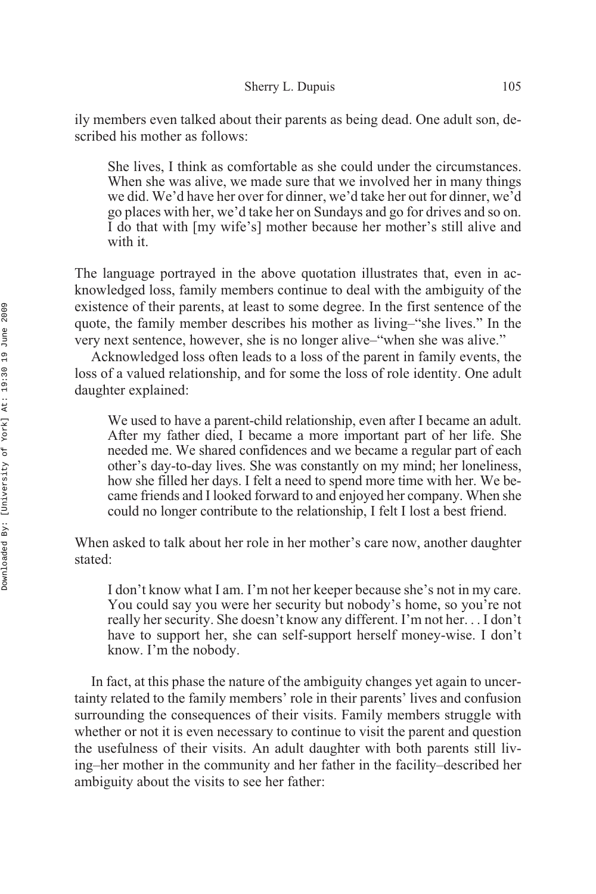ily members even talked about their parents as being dead. One adult son, described his mother as follows:

> She lives, I think as comfortable as she could under the circumstances. When she was alive, we made sure that we involved her in many things we did. We'd have her over for dinner, we'd take her out for dinner, we'd go places with her, we'd take her on Sundays and go for drives and so on. I do that with [my wife's] mother because her mother's still alive and with it.

The language portrayed in the above quotation illustrates that, even in acknowledged loss, family members continue to deal with the ambiguity of the existence of their parents, at least to some degree. In the first sentence of the quote, the family member describes his mother as living–"she lives." In the very next sentence, however, she is no longer alive–"when she was alive."

Acknowledged loss often leads to a loss of the parent in family events, the loss of a valued relationship, and for some the loss of role identity. One adult daughter explained:

> We used to have a parent-child relationship, even after I became an adult. After my father died, I became a more important part of her life. She needed me. We shared confidences and we became a regular part of each other's day-to-day lives. She was constantly on my mind; her loneliness, how she filled her days. I felt a need to spend more time with her. We became friends and I looked forward to and enjoyed her company. When she could no longer contribute to the relationship, I felt I lost a best friend.

When asked to talk about her role in her mother's care now, another daughter stated:

> I don't know what I am. I'm not her keeper because she's not in my care. You could say you were her security but nobody's home, so you're not really her security. She doesn't know any different. I'm not her. . . I don't have to support her, she can self-support herself money-wise. I don't know. I'm the nobody.

In fact, at this phase the nature of the ambiguity changes yet again to uncertainty related to the family members' role in their parents' lives and confusion surrounding the consequences of their visits. Family members struggle with whether or not it is even necessary to continue to visit the parent and question the usefulness of their visits. An adult daughter with both parents still living–her mother in the community and her father in the facility–described her ambiguity about the visits to see her father: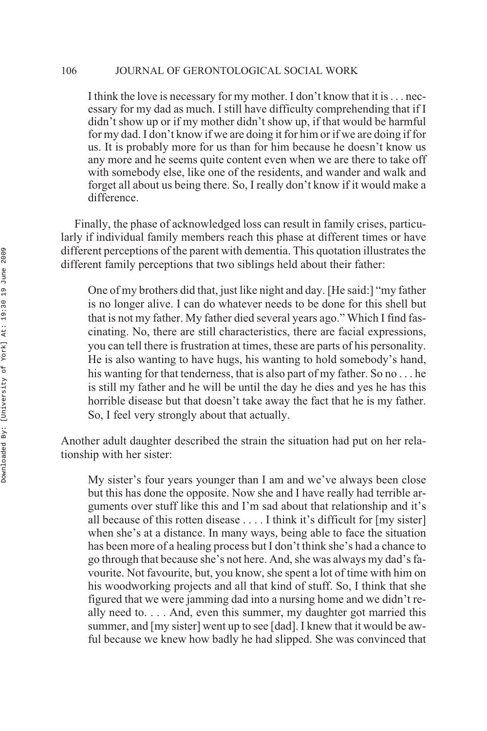> I think the love is necessary for my mother. I don't know that it is . . . necessary for my dad as much. I still have difficulty comprehending that if I didn't show up or if my mother didn't show up, if that would be harmful for my dad. I don't know if we are doing it for him or if we are doing if for us. It is probably more for us than for him because he doesn't know us any more and he seems quite content even when we are there to take off with somebody else, like one of the residents, and wander and walk and forget all about us being there. So, I really don't know if it would make a difference.

Finally, the phase of acknowledged loss can result in family crises, particularly if individual family members reach this phase at different times or have different perceptions of the parent with dementia. This quotation illustrates the different family perceptions that two siblings held about their father:

> One of my brothers did that, just like night and day. [He said:] "my father is no longer alive. I can do whatever needs to be done for this shell but that is not my father. My father died several years ago." Which I find fascinating. No, there are still characteristics, there are facial expressions, you can tell there is frustration at times, these are parts of his personality. He is also wanting to have hugs, his wanting to hold somebody's hand, his wanting for that tenderness, that is also part of my father. So no . . . he is still my father and he will be until the day he dies and yes he has this horrible disease but that doesn't take away the fact that he is my father. So, I feel very strongly about that actually.

Another adult daughter described the strain the situation had put on her relationship with her sister:

> My sister's four years younger than I am and we've always been close but this has done the opposite. Now she and I have really had terrible arguments over stuff like this and I'm sad about that relationship and it's all because of this rotten disease . . . . I think it's difficult for [my sister] when she's at a distance. In many ways, being able to face the situation has been more of a healing process but I don't think she's had a chance to go through that because she's not here. And, she was always my dad's favourite. Not favourite, but, you know, she spent a lot of time with him on his woodworking projects and all that kind of stuff. So, I think that she figured that we were jamming dad into a nursing home and we didn't really need to. . . . And, even this summer, my daughter got married this summer, and [my sister] went up to see [dad]. I knew that it would be awful because we knew how badly he had slipped. She was convinced that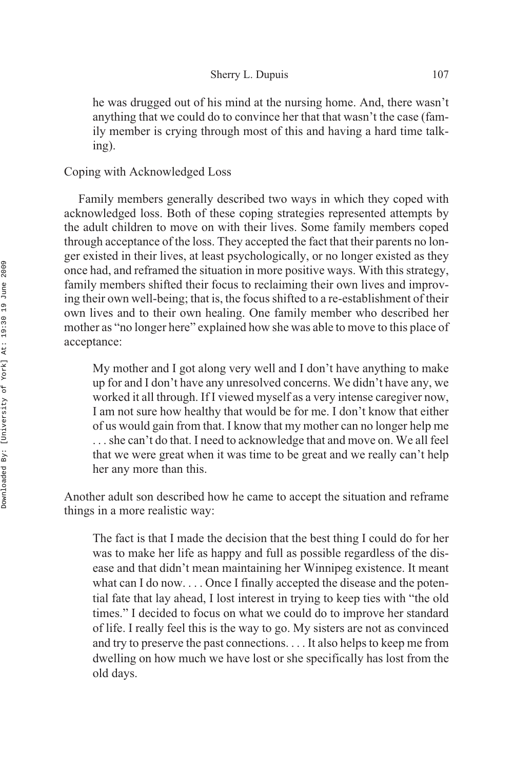> he was drugged out of his mind at the nursing home. And, there wasn't anything that we could do to convince her that that wasn't the case (family member is crying through most of this and having a hard time talking).

### Coping with Acknowledged Loss

Family members generally described two ways in which they coped with acknowledged loss. Both of these coping strategies represented attempts by the adult children to move on with their lives. Some family members coped through acceptance of the loss. They accepted the fact that their parents no longer existed in their lives, at least psychologically, or no longer existed as they once had, and reframed the situation in more positive ways. With this strategy, family members shifted their focus to reclaiming their own lives and improving their own well-being; that is, the focus shifted to a re-establishment of their own lives and to their own healing. One family member who described her mother as "no longer here" explained how she was able to move to this place of acceptance:

> My mother and I got along very well and I don't have anything to make up for and I don't have any unresolved concerns. We didn't have any, we worked it all through. If I viewed myself as a very intense caregiver now, I am not sure how healthy that would be for me. I don't know that either of us would gain from that. I know that my mother can no longer help me . . . she can't do that. I need to acknowledge that and move on. We all feel that we were great when it was time to be great and we really can't help her any more than this.

Another adult son described how he came to accept the situation and reframe things in a more realistic way:

> The fact is that I made the decision that the best thing I could do for her was to make her life as happy and full as possible regardless of the disease and that didn't mean maintaining her Winnipeg existence. It meant what can I do now. . . . Once I finally accepted the disease and the potential fate that lay ahead, I lost interest in trying to keep ties with "the old times." I decided to focus on what we could do to improve her standard of life. I really feel this is the way to go. My sisters are not as convinced and try to preserve the past connections. . . . It also helps to keep me from dwelling on how much we have lost or she specifically has lost from the old days.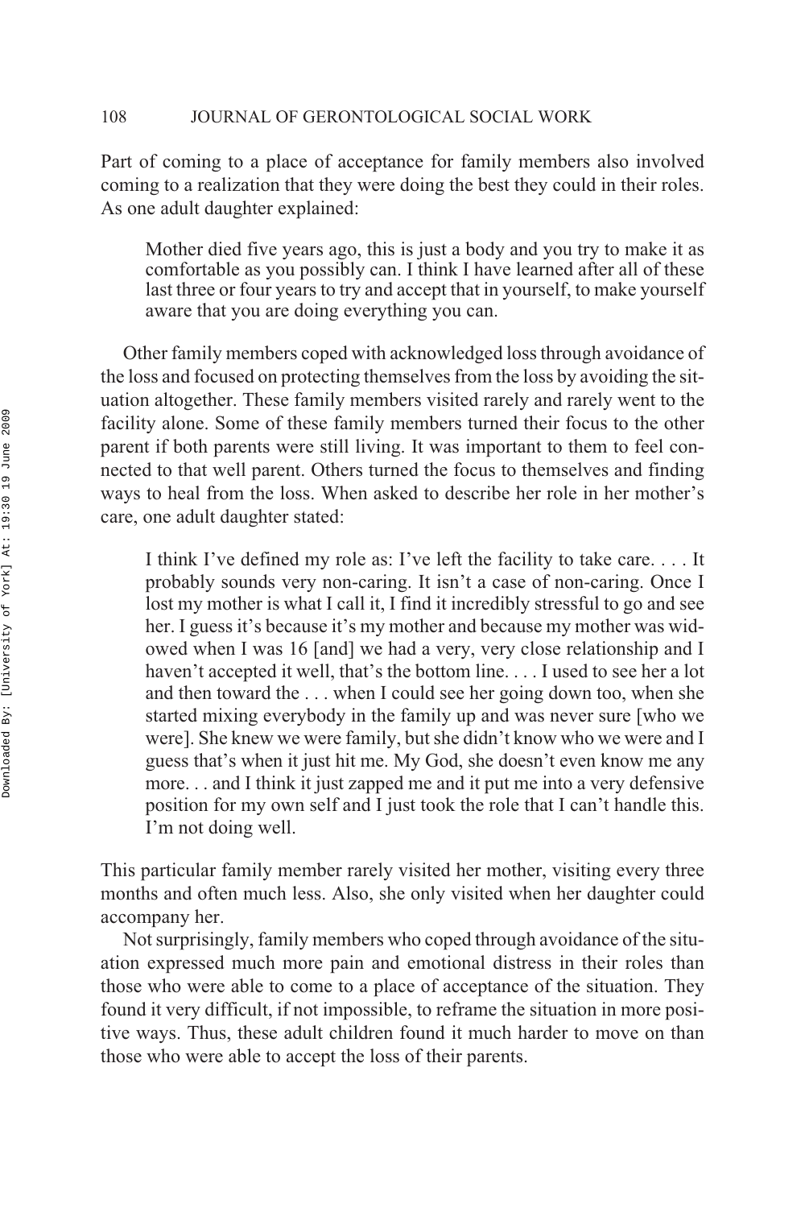Part of coming to a place of acceptance for family members also involved coming to a realization that they were doing the best they could in their roles. As one adult daughter explained:

> Mother died five years ago, this is just a body and you try to make it as comfortable as you possibly can. I think I have learned after all of these last three or four years to try and accept that in yourself, to make yourself aware that you are doing everything you can.

Other family members coped with acknowledged loss through avoidance of the loss and focused on protecting themselves from the loss by avoiding the situation altogether. These family members visited rarely and rarely went to the facility alone. Some of these family members turned their focus to the other parent if both parents were still living. It was important to them to feel connected to that well parent. Others turned the focus to themselves and finding ways to heal from the loss. When asked to describe her role in her mother's care, one adult daughter stated:

> I think I've defined my role as: I've left the facility to take care. . . . It probably sounds very non-caring. It isn't a case of non-caring. Once I lost my mother is what I call it, I find it incredibly stressful to go and see her. I guess it's because it's my mother and because my mother was widowed when I was 16 [and] we had a very, very close relationship and I haven't accepted it well, that's the bottom line. . . . I used to see her a lot and then toward the . . . when I could see her going down too, when she started mixing everybody in the family up and was never sure [who we were]. She knew we were family, but she didn't know who we were and I guess that's when it just hit me. My God, she doesn't even know me any more. . . and I think it just zapped me and it put me into a very defensive position for my own self and I just took the role that I can't handle this. I'm not doing well.

This particular family member rarely visited her mother, visiting every three months and often much less. Also, she only visited when her daughter could accompany her.

Not surprisingly, family members who coped through avoidance of the situation expressed much more pain and emotional distress in their roles than those who were able to come to a place of acceptance of the situation. They found it very difficult, if not impossible, to reframe the situation in more positive ways. Thus, these adult children found it much harder to move on than those who were able to accept the loss of their parents.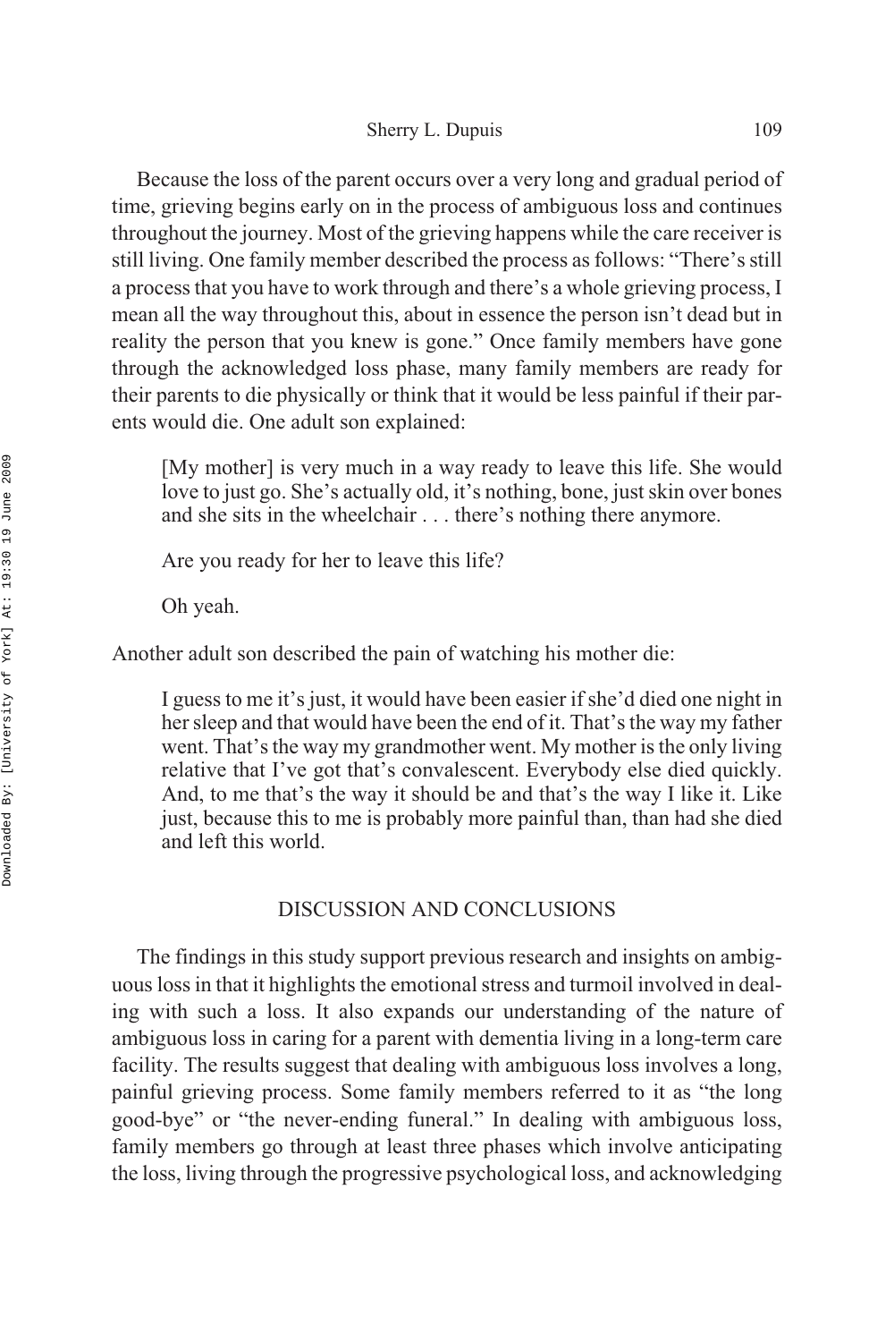Because the loss of the parent occurs over a very long and gradual period of time, grieving begins early on in the process of ambiguous loss and continues throughout the journey. Most of the grieving happens while the care receiver is still living. One family member described the process as follows: "There's still a process that you have to work through and there's a whole grieving process, I mean all the way throughout this, about in essence the person isn't dead but in reality the person that you knew is gone." Once family members have gone through the acknowledged loss phase, many family members are ready for their parents to die physically or think that it would be less painful if their parents would die. One adult son explained:

> [My mother] is very much in a way ready to leave this life. She would love to just go. She's actually old, it's nothing, bone, just skin over bones and she sits in the wheelchair . . . there's nothing there anymore.
>
> Are you ready for her to leave this life?
>
> Oh yeah.

Another adult son described the pain of watching his mother die:

> I guess to me it's just, it would have been easier if she'd died one night in her sleep and that would have been the end of it. That's the way my father went. That's the way my grandmother went. My mother is the only living relative that I've got that's convalescent. Everybody else died quickly. And, to me that's the way it should be and that's the way I like it. Like just, because this to me is probably more painful than, than had she died and left this world.

## DISCUSSION AND CONCLUSIONS

The findings in this study support previous research and insights on ambiguous loss in that it highlights the emotional stress and turmoil involved in dealing with such a loss. It also expands our understanding of the nature of ambiguous loss in caring for a parent with dementia living in a long-term care facility. The results suggest that dealing with ambiguous loss involves a long, painful grieving process. Some family members referred to it as "the long good-bye" or "the never-ending funeral." In dealing with ambiguous loss, family members go through at least three phases which involve anticipating the loss, living through the progressive psychological loss, and acknowledging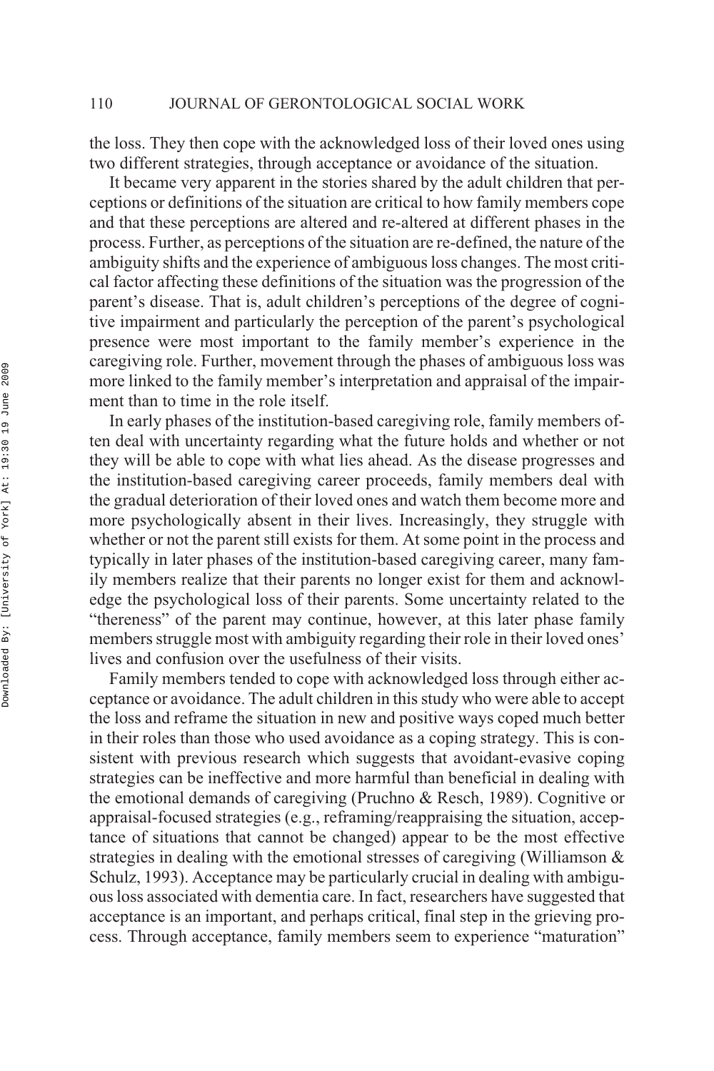the loss. They then cope with the acknowledged loss of their loved ones using two different strategies, through acceptance or avoidance of the situation.

It became very apparent in the stories shared by the adult children that perceptions or definitions of the situation are critical to how family members cope and that these perceptions are altered and re-altered at different phases in the process. Further, as perceptions of the situation are re-defined, the nature of the ambiguity shifts and the experience of ambiguous loss changes. The most critical factor affecting these definitions of the situation was the progression of the parent's disease. That is, adult children's perceptions of the degree of cognitive impairment and particularly the perception of the parent's psychological presence were most important to the family member's experience in the caregiving role. Further, movement through the phases of ambiguous loss was more linked to the family member's interpretation and appraisal of the impairment than to time in the role itself.

In early phases of the institution-based caregiving role, family members often deal with uncertainty regarding what the future holds and whether or not they will be able to cope with what lies ahead. As the disease progresses and the institution-based caregiving career proceeds, family members deal with the gradual deterioration of their loved ones and watch them become more and more psychologically absent in their lives. Increasingly, they struggle with whether or not the parent still exists for them. At some point in the process and typically in later phases of the institution-based caregiving career, many family members realize that their parents no longer exist for them and acknowledge the psychological loss of their parents. Some uncertainty related to the "thereness" of the parent may continue, however, at this later phase family members struggle most with ambiguity regarding their role in their loved ones' lives and confusion over the usefulness of their visits.

Family members tended to cope with acknowledged loss through either acceptance or avoidance. The adult children in this study who were able to accept the loss and reframe the situation in new and positive ways coped much better in their roles than those who used avoidance as a coping strategy. This is consistent with previous research which suggests that avoidant-evasive coping strategies can be ineffective and more harmful than beneficial in dealing with the emotional demands of caregiving (Pruchno & Resch, 1989). Cognitive or appraisal-focused strategies (e.g., reframing/reappraising the situation, acceptance of situations that cannot be changed) appear to be the most effective strategies in dealing with the emotional stresses of caregiving (Williamson & Schulz, 1993). Acceptance may be particularly crucial in dealing with ambiguous loss associated with dementia care. In fact, researchers have suggested that acceptance is an important, and perhaps critical, final step in the grieving process. Through acceptance, family members seem to experience "maturation"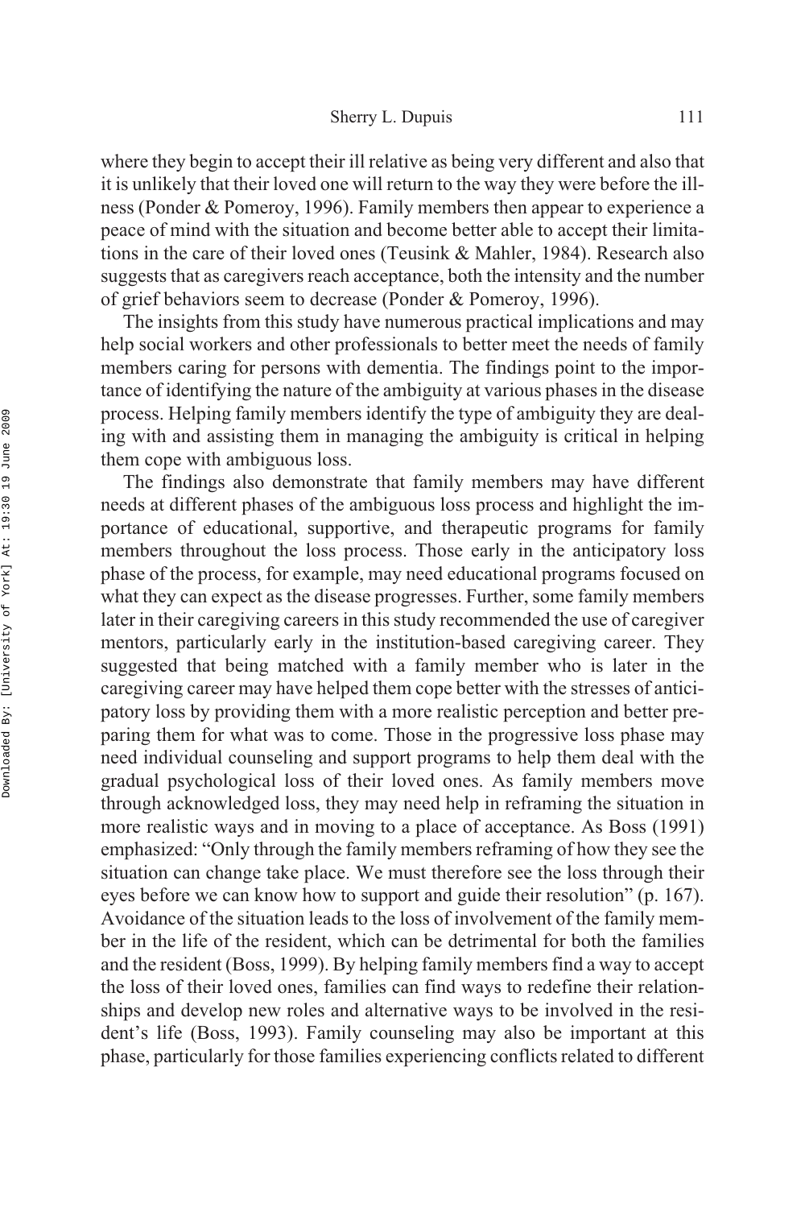where they begin to accept their ill relative as being very different and also that it is unlikely that their loved one will return to the way they were before the illness (Ponder & Pomeroy, 1996). Family members then appear to experience a peace of mind with the situation and become better able to accept their limitations in the care of their loved ones (Teusink & Mahler, 1984). Research also suggests that as caregivers reach acceptance, both the intensity and the number of grief behaviors seem to decrease (Ponder & Pomeroy, 1996).

The insights from this study have numerous practical implications and may help social workers and other professionals to better meet the needs of family members caring for persons with dementia. The findings point to the importance of identifying the nature of the ambiguity at various phases in the disease process. Helping family members identify the type of ambiguity they are dealing with and assisting them in managing the ambiguity is critical in helping them cope with ambiguous loss.

The findings also demonstrate that family members may have different needs at different phases of the ambiguous loss process and highlight the importance of educational, supportive, and therapeutic programs for family members throughout the loss process. Those early in the anticipatory loss phase of the process, for example, may need educational programs focused on what they can expect as the disease progresses. Further, some family members later in their caregiving careers in this study recommended the use of caregiver mentors, particularly early in the institution-based caregiving career. They suggested that being matched with a family member who is later in the caregiving career may have helped them cope better with the stresses of anticipatory loss by providing them with a more realistic perception and better preparing them for what was to come. Those in the progressive loss phase may need individual counseling and support programs to help them deal with the gradual psychological loss of their loved ones. As family members move through acknowledged loss, they may need help in reframing the situation in more realistic ways and in moving to a place of acceptance. As Boss (1991) emphasized: "Only through the family members reframing of how they see the situation can change take place. We must therefore see the loss through their eyes before we can know how to support and guide their resolution" (p. 167). Avoidance of the situation leads to the loss of involvement of the family member in the life of the resident, which can be detrimental for both the families and the resident (Boss, 1999). By helping family members find a way to accept the loss of their loved ones, families can find ways to redefine their relationships and develop new roles and alternative ways to be involved in the resident's life (Boss, 1993). Family counseling may also be important at this phase, particularly for those families experiencing conflicts related to different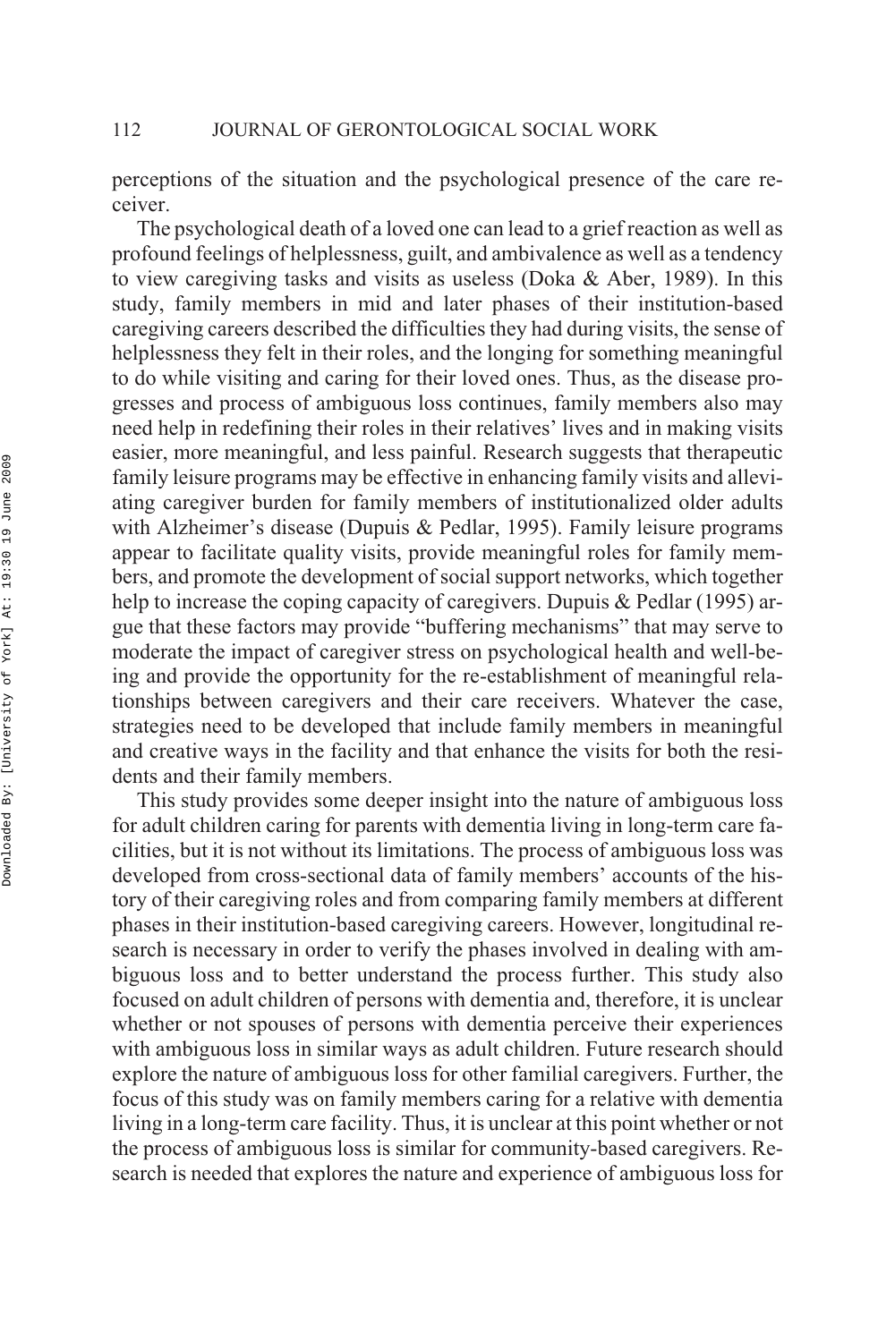perceptions of the situation and the psychological presence of the care receiver.

The psychological death of a loved one can lead to a grief reaction as well as profound feelings of helplessness, guilt, and ambivalence as well as a tendency to view caregiving tasks and visits as useless (Doka & Aber, 1989). In this study, family members in mid and later phases of their institution-based caregiving careers described the difficulties they had during visits, the sense of helplessness they felt in their roles, and the longing for something meaningful to do while visiting and caring for their loved ones. Thus, as the disease progresses and process of ambiguous loss continues, family members also may need help in redefining their roles in their relatives' lives and in making visits easier, more meaningful, and less painful. Research suggests that therapeutic family leisure programs may be effective in enhancing family visits and alleviating caregiver burden for family members of institutionalized older adults with Alzheimer's disease (Dupuis & Pedlar, 1995). Family leisure programs appear to facilitate quality visits, provide meaningful roles for family members, and promote the development of social support networks, which together help to increase the coping capacity of caregivers. Dupuis & Pedlar (1995) argue that these factors may provide "buffering mechanisms" that may serve to moderate the impact of caregiver stress on psychological health and well-being and provide the opportunity for the re-establishment of meaningful relationships between caregivers and their care receivers. Whatever the case, strategies need to be developed that include family members in meaningful and creative ways in the facility and that enhance the visits for both the residents and their family members.

This study provides some deeper insight into the nature of ambiguous loss for adult children caring for parents with dementia living in long-term care facilities, but it is not without its limitations. The process of ambiguous loss was developed from cross-sectional data of family members' accounts of the history of their caregiving roles and from comparing family members at different phases in their institution-based caregiving careers. However, longitudinal research is necessary in order to verify the phases involved in dealing with ambiguous loss and to better understand the process further. This study also focused on adult children of persons with dementia and, therefore, it is unclear whether or not spouses of persons with dementia perceive their experiences with ambiguous loss in similar ways as adult children. Future research should explore the nature of ambiguous loss for other familial caregivers. Further, the focus of this study was on family members caring for a relative with dementia living in a long-term care facility. Thus, it is unclear at this point whether or not the process of ambiguous loss is similar for community-based caregivers. Research is needed that explores the nature and experience of ambiguous loss for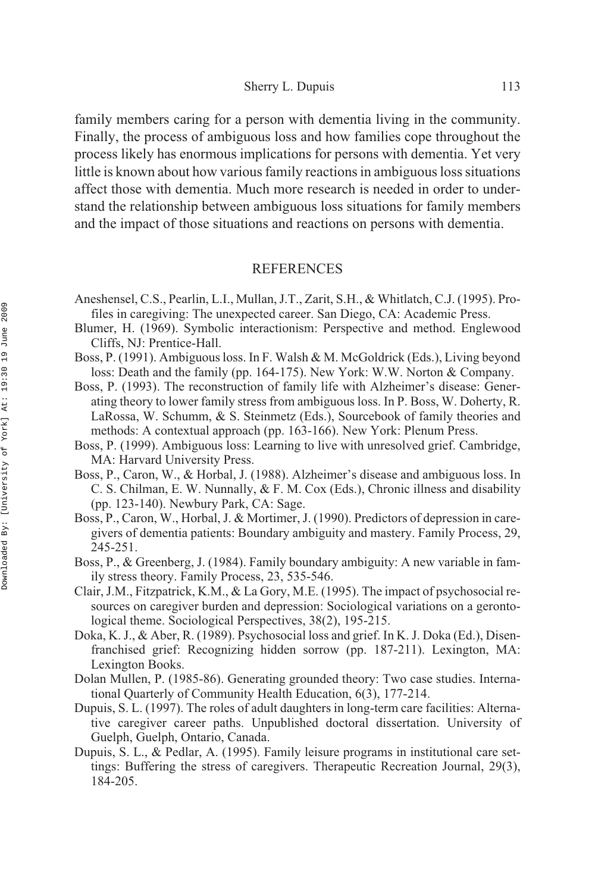family members caring for a person with dementia living in the community. Finally, the process of ambiguous loss and how families cope throughout the process likely has enormous implications for persons with dementia. Yet very little is known about how various family reactions in ambiguous loss situations affect those with dementia. Much more research is needed in order to understand the relationship between ambiguous loss situations for family members and the impact of those situations and reactions on persons with dementia.

## REFERENCES

Aneshensel, C.S., Pearlin, L.I., Mullan, J.T., Zarit, S.H., & Whitlatch, C.J. (1995). Profiles in caregiving: The unexpected career. San Diego, CA: Academic Press.

Blumer, H. (1969). Symbolic interactionism: Perspective and method. Englewood Cliffs, NJ: Prentice-Hall.

Boss, P. (1991). Ambiguous loss. In F. Walsh & M. McGoldrick (Eds.), Living beyond loss: Death and the family (pp. 164-175). New York: W.W. Norton & Company.

Boss, P. (1993). The reconstruction of family life with Alzheimer's disease: Generating theory to lower family stress from ambiguous loss. In P. Boss, W. Doherty, R. LaRossa, W. Schumm, & S. Steinmetz (Eds.), Sourcebook of family theories and methods: A contextual approach (pp. 163-166). New York: Plenum Press.

Boss, P. (1999). Ambiguous loss: Learning to live with unresolved grief. Cambridge, MA: Harvard University Press.

Boss, P., Caron, W., & Horbal, J. (1988). Alzheimer's disease and ambiguous loss. In C. S. Chilman, E. W. Nunnally, & F. M. Cox (Eds.), Chronic illness and disability (pp. 123-140). Newbury Park, CA: Sage.

Boss, P., Caron, W., Horbal, J. & Mortimer, J. (1990). Predictors of depression in caregivers of dementia patients: Boundary ambiguity and mastery. Family Process, 29, 245-251.

Boss, P., & Greenberg, J. (1984). Family boundary ambiguity: A new variable in family stress theory. Family Process, 23, 535-546.

Clair, J.M., Fitzpatrick, K.M., & La Gory, M.E. (1995). The impact of psychosocial resources on caregiver burden and depression: Sociological variations on a gerontological theme. Sociological Perspectives, 38(2), 195-215.

Doka, K. J., & Aber, R. (1989). Psychosocial loss and grief. In K. J. Doka (Ed.), Disenfranchised grief: Recognizing hidden sorrow (pp. 187-211). Lexington, MA: Lexington Books.

Dolan Mullen, P. (1985-86). Generating grounded theory: Two case studies. International Quarterly of Community Health Education, 6(3), 177-214.

Dupuis, S. L. (1997). The roles of adult daughters in long-term care facilities: Alternative caregiver career paths. Unpublished doctoral dissertation. University of Guelph, Guelph, Ontario, Canada.

Dupuis, S. L., & Pedlar, A. (1995). Family leisure programs in institutional care settings: Buffering the stress of caregivers. Therapeutic Recreation Journal, 29(3), 184-205.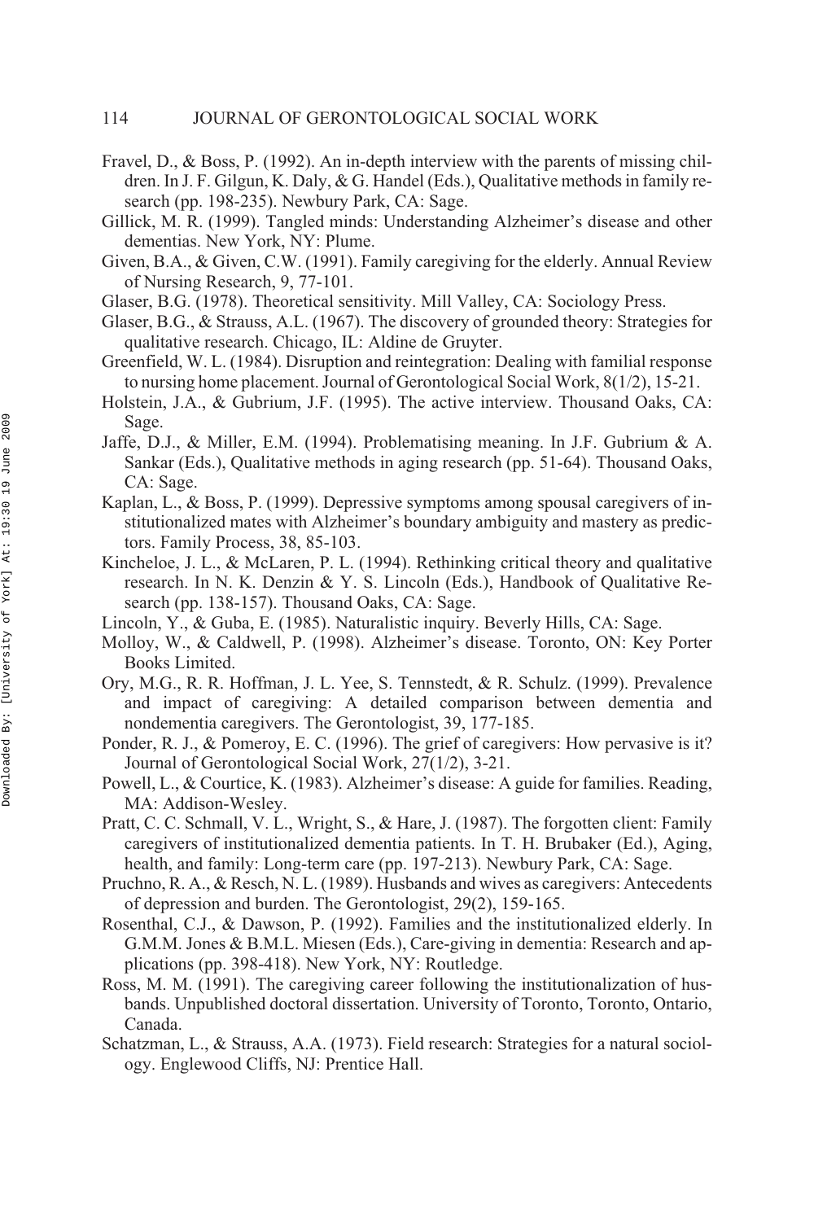Fravel, D., & Boss, P. (1992). An in-depth interview with the parents of missing children. In J. F. Gilgun, K. Daly, & G. Handel (Eds.), Qualitative methods in family research (pp. 198-235). Newbury Park, CA: Sage.

Gillick, M. R. (1999). Tangled minds: Understanding Alzheimer's disease and other dementias. New York, NY: Plume.

Given, B.A., & Given, C.W. (1991). Family caregiving for the elderly. Annual Review of Nursing Research, 9, 77-101.

Glaser, B.G. (1978). Theoretical sensitivity. Mill Valley, CA: Sociology Press.

Glaser, B.G., & Strauss, A.L. (1967). The discovery of grounded theory: Strategies for qualitative research. Chicago, IL: Aldine de Gruyter.

Greenfield, W. L. (1984). Disruption and reintegration: Dealing with familial response to nursing home placement. Journal of Gerontological Social Work, 8(1/2), 15-21.

Holstein, J.A., & Gubrium, J.F. (1995). The active interview. Thousand Oaks, CA: Sage.

Jaffe, D.J., & Miller, E.M. (1994). Problematising meaning. In J.F. Gubrium & A. Sankar (Eds.), Qualitative methods in aging research (pp. 51-64). Thousand Oaks, CA: Sage.

Kaplan, L., & Boss, P. (1999). Depressive symptoms among spousal caregivers of institutionalized mates with Alzheimer's boundary ambiguity and mastery as predictors. Family Process, 38, 85-103.

Kincheloe, J. L., & McLaren, P. L. (1994). Rethinking critical theory and qualitative research. In N. K. Denzin & Y. S. Lincoln (Eds.), Handbook of Qualitative Research (pp. 138-157). Thousand Oaks, CA: Sage.

Lincoln, Y., & Guba, E. (1985). Naturalistic inquiry. Beverly Hills, CA: Sage.

Molloy, W., & Caldwell, P. (1998). Alzheimer's disease. Toronto, ON: Key Porter Books Limited.

Ory, M.G., R. R. Hoffman, J. L. Yee, S. Tennstedt, & R. Schulz. (1999). Prevalence and impact of caregiving: A detailed comparison between dementia and nondementia caregivers. The Gerontologist, 39, 177-185.

Ponder, R. J., & Pomeroy, E. C. (1996). The grief of caregivers: How pervasive is it? Journal of Gerontological Social Work, 27(1/2), 3-21.

Powell, L., & Courtice, K. (1983). Alzheimer's disease: A guide for families. Reading, MA: Addison-Wesley.

Pratt, C. C. Schmall, V. L., Wright, S., & Hare, J. (1987). The forgotten client: Family caregivers of institutionalized dementia patients. In T. H. Brubaker (Ed.), Aging, health, and family: Long-term care (pp. 197-213). Newbury Park, CA: Sage.

Pruchno, R. A., & Resch, N. L. (1989). Husbands and wives as caregivers: Antecedents of depression and burden. The Gerontologist, 29(2), 159-165.

Rosenthal, C.J., & Dawson, P. (1992). Families and the institutionalized elderly. In G.M.M. Jones & B.M.L. Miesen (Eds.), Care-giving in dementia: Research and applications (pp. 398-418). New York, NY: Routledge.

Ross, M. M. (1991). The caregiving career following the institutionalization of husbands. Unpublished doctoral dissertation. University of Toronto, Toronto, Ontario, Canada.

Schatzman, L., & Strauss, A.A. (1973). Field research: Strategies for a natural sociology. Englewood Cliffs, NJ: Prentice Hall.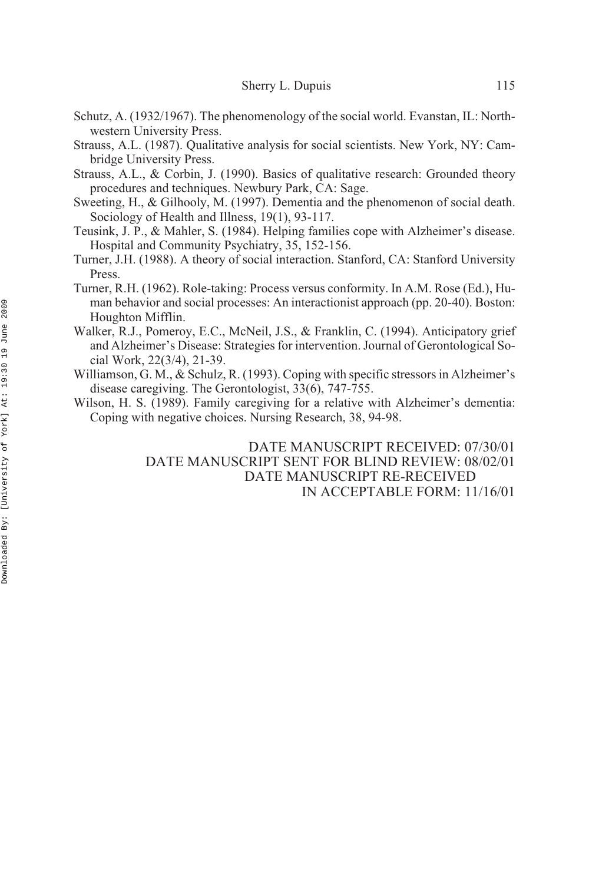Schutz, A. (1932/1967). The phenomenology of the social world. Evanstan, IL: Northwestern University Press.

Strauss, A.L. (1987). Qualitative analysis for social scientists. New York, NY: Cambridge University Press.

Strauss, A.L., & Corbin, J. (1990). Basics of qualitative research: Grounded theory procedures and techniques. Newbury Park, CA: Sage.

Sweeting, H., & Gilhooly, M. (1997). Dementia and the phenomenon of social death. Sociology of Health and Illness, 19(1), 93-117.

Teusink, J. P., & Mahler, S. (1984). Helping families cope with Alzheimer's disease. Hospital and Community Psychiatry, 35, 152-156.

Turner, J.H. (1988). A theory of social interaction. Stanford, CA: Stanford University Press.

Turner, R.H. (1962). Role-taking: Process versus conformity. In A.M. Rose (Ed.), Human behavior and social processes: An interactionist approach (pp. 20-40). Boston: Houghton Mifflin.

Walker, R.J., Pomeroy, E.C., McNeil, J.S., & Franklin, C. (1994). Anticipatory grief and Alzheimer's Disease: Strategies for intervention. Journal of Gerontological Social Work, 22(3/4), 21-39.

Williamson, G. M., & Schulz, R. (1993). Coping with specific stressors in Alzheimer's disease caregiving. The Gerontologist, 33(6), 747-755.

Wilson, H. S. (1989). Family caregiving for a relative with Alzheimer's dementia: Coping with negative choices. Nursing Research, 38, 94-98.

DATE MANUSCRIPT RECEIVED: 07/30/01
DATE MANUSCRIPT SENT FOR BLIND REVIEW: 08/02/01
DATE MANUSCRIPT RE-RECEIVED
IN ACCEPTABLE FORM: 11/16/01